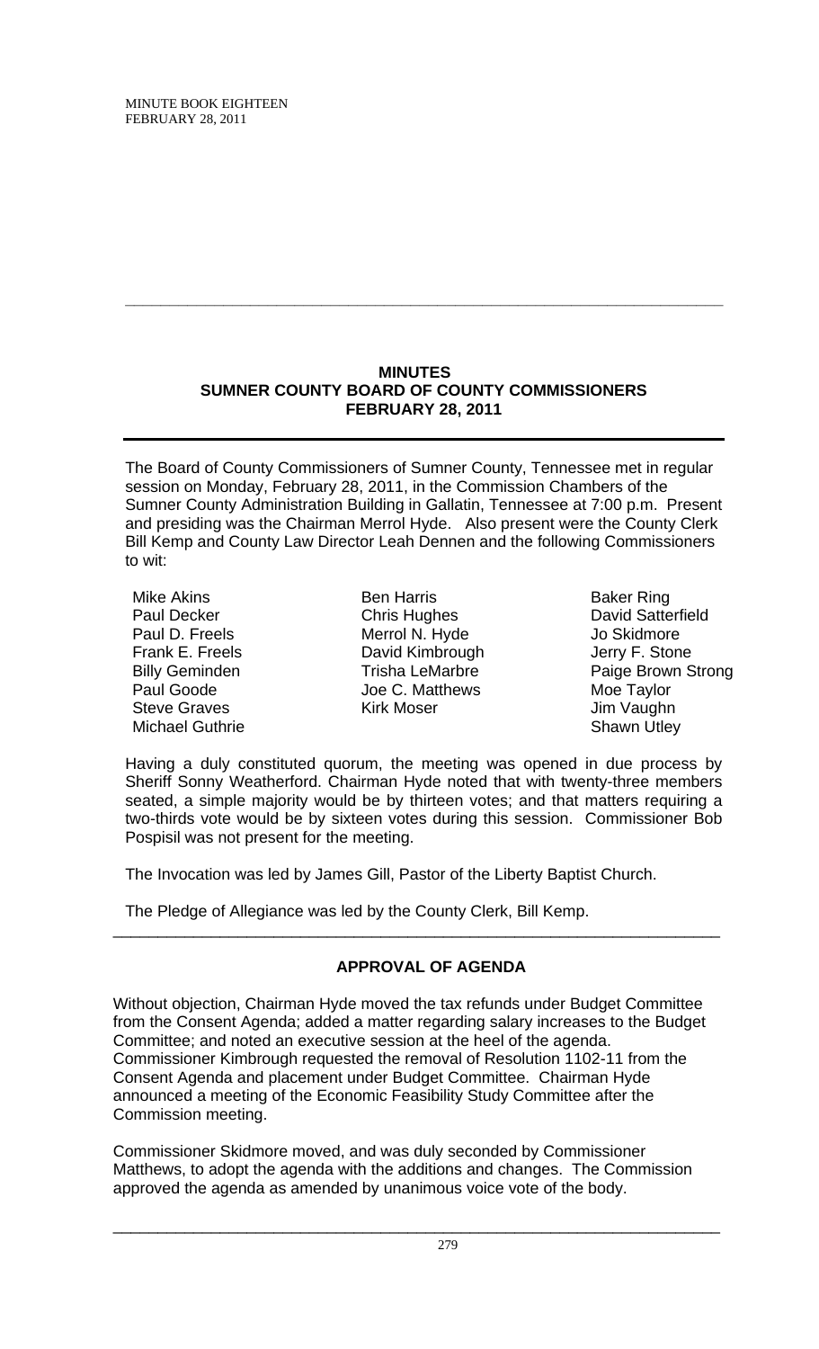## MINUTES
## SUMNER COUNTY BOARD OF COUNTY COMMISSIONERS
## FEBRUARY 28, 2011

The Board of County Commissioners of Sumner County, Tennessee met in regular session on Monday, February 28, 2011, in the Commission Chambers of the Sumner County Administration Building in Gallatin, Tennessee at 7:00 p.m. Present and presiding was the Chairman Merrol Hyde. Also present were the County Clerk Bill Kemp and County Law Director Leah Dennen and the following Commissioners to wit:

| | | |
|---|---|---|
| Mike Akins | Ben Harris | Baker Ring |
| Paul Decker | Chris Hughes | David Satterfield |
| Paul D. Freels | Merrol N. Hyde | Jo Skidmore |
| Frank E. Freels | David Kimbrough | Jerry F. Stone |
| Billy Geminden | Trisha LeMarbre | Paige Brown Strong |
| Paul Goode | Joe C. Matthews | Moe Taylor |
| Steve Graves | Kirk Moser | Jim Vaughn |
| Michael Guthrie | | Shawn Utley |

Having a duly constituted quorum, the meeting was opened in due process by Sheriff Sonny Weatherford. Chairman Hyde noted that with twenty-three members seated, a simple majority would be by thirteen votes; and that matters requiring a two-thirds vote would be by sixteen votes during this session. Commissioner Bob Pospisil was not present for the meeting.

The Invocation was led by James Gill, Pastor of the Liberty Baptist Church.

The Pledge of Allegiance was led by the County Clerk, Bill Kemp.

---

### APPROVAL OF AGENDA

Without objection, Chairman Hyde moved the tax refunds under Budget Committee from the Consent Agenda; added a matter regarding salary increases to the Budget Committee; and noted an executive session at the heel of the agenda. Commissioner Kimbrough requested the removal of Resolution 1102-11 from the Consent Agenda and placement under Budget Committee. Chairman Hyde announced a meeting of the Economic Feasibility Study Committee after the Commission meeting.

Commissioner Skidmore moved, and was duly seconded by Commissioner Matthews, to adopt the agenda with the additions and changes. The Commission approved the agenda as amended by unanimous voice vote of the body.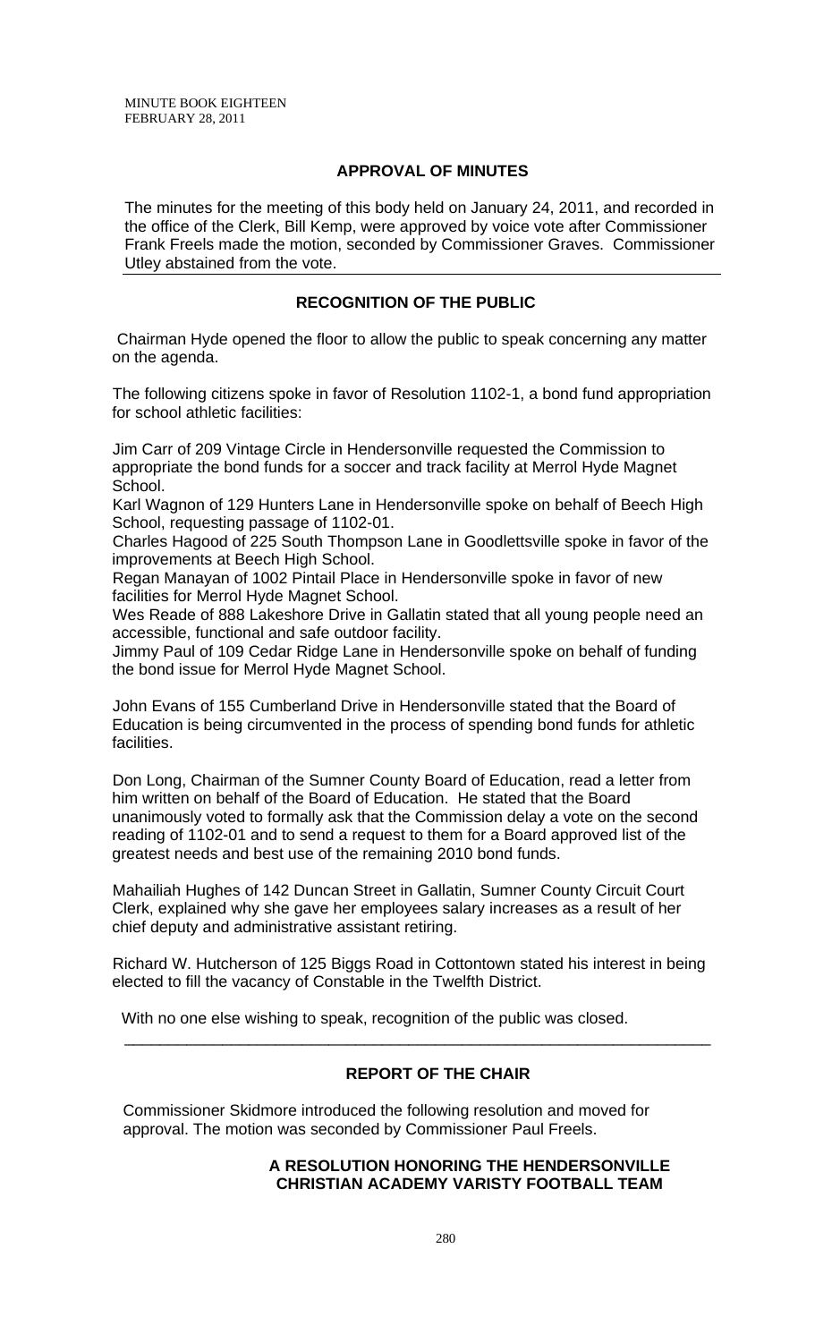## APPROVAL OF MINUTES

The minutes for the meeting of this body held on January 24, 2011, and recorded in the office of the Clerk, Bill Kemp, were approved by voice vote after Commissioner Frank Freels made the motion, seconded by Commissioner Graves. Commissioner Utley abstained from the vote.

## RECOGNITION OF THE PUBLIC

Chairman Hyde opened the floor to allow the public to speak concerning any matter on the agenda.

The following citizens spoke in favor of Resolution 1102-1, a bond fund appropriation for school athletic facilities:

Jim Carr of 209 Vintage Circle in Hendersonville requested the Commission to appropriate the bond funds for a soccer and track facility at Merrol Hyde Magnet School.

Karl Wagnon of 129 Hunters Lane in Hendersonville spoke on behalf of Beech High School, requesting passage of 1102-01.

Charles Hagood of 225 South Thompson Lane in Goodlettsville spoke in favor of the improvements at Beech High School.

Regan Manayan of 1002 Pintail Place in Hendersonville spoke in favor of new facilities for Merrol Hyde Magnet School.

Wes Reade of 888 Lakeshore Drive in Gallatin stated that all young people need an accessible, functional and safe outdoor facility.

Jimmy Paul of 109 Cedar Ridge Lane in Hendersonville spoke on behalf of funding the bond issue for Merrol Hyde Magnet School.

John Evans of 155 Cumberland Drive in Hendersonville stated that the Board of Education is being circumvented in the process of spending bond funds for athletic facilities.

Don Long, Chairman of the Sumner County Board of Education, read a letter from him written on behalf of the Board of Education. He stated that the Board unanimously voted to formally ask that the Commission delay a vote on the second reading of 1102-01 and to send a request to them for a Board approved list of the greatest needs and best use of the remaining 2010 bond funds.

Mahailiah Hughes of 142 Duncan Street in Gallatin, Sumner County Circuit Court Clerk, explained why she gave her employees salary increases as a result of her chief deputy and administrative assistant retiring.

Richard W. Hutcherson of 125 Biggs Road in Cottontown stated his interest in being elected to fill the vacancy of Constable in the Twelfth District.

With no one else wishing to speak, recognition of the public was closed.

---

## REPORT OF THE CHAIR

Commissioner Skidmore introduced the following resolution and moved for approval. The motion was seconded by Commissioner Paul Freels.

### A RESOLUTION HONORING THE HENDERSONVILLE CHRISTIAN ACADEMY VARISTY FOOTBALL TEAM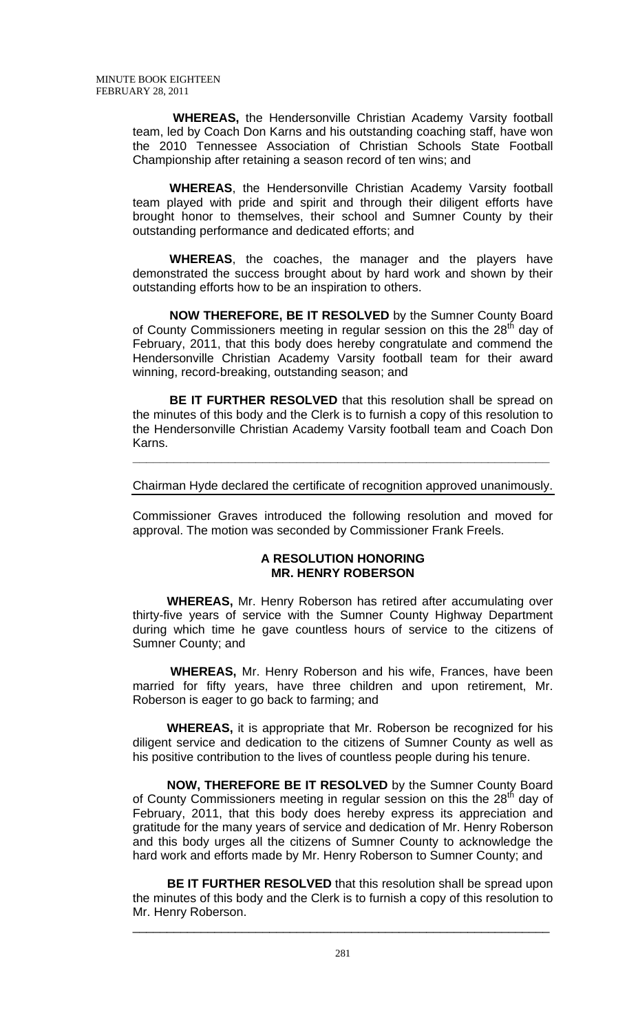**WHEREAS,** the Hendersonville Christian Academy Varsity football team, led by Coach Don Karns and his outstanding coaching staff, have won the 2010 Tennessee Association of Christian Schools State Football Championship after retaining a season record of ten wins; and

**WHEREAS**, the Hendersonville Christian Academy Varsity football team played with pride and spirit and through their diligent efforts have brought honor to themselves, their school and Sumner County by their outstanding performance and dedicated efforts; and

**WHEREAS**, the coaches, the manager and the players have demonstrated the success brought about by hard work and shown by their outstanding efforts how to be an inspiration to others.

**NOW THEREFORE, BE IT RESOLVED** by the Sumner County Board of County Commissioners meeting in regular session on this the 28th day of February, 2011, that this body does hereby congratulate and commend the Hendersonville Christian Academy Varsity football team for their award winning, record-breaking, outstanding season; and

**BE IT FURTHER RESOLVED** that this resolution shall be spread on the minutes of this body and the Clerk is to furnish a copy of this resolution to the Hendersonville Christian Academy Varsity football team and Coach Don Karns.

---

Chairman Hyde declared the certificate of recognition approved unanimously.

Commissioner Graves introduced the following resolution and moved for approval. The motion was seconded by Commissioner Frank Freels.

**A RESOLUTION HONORING**
**MR. HENRY ROBERSON**

**WHEREAS,** Mr. Henry Roberson has retired after accumulating over thirty-five years of service with the Sumner County Highway Department during which time he gave countless hours of service to the citizens of Sumner County; and

**WHEREAS,** Mr. Henry Roberson and his wife, Frances, have been married for fifty years, have three children and upon retirement, Mr. Roberson is eager to go back to farming; and

**WHEREAS,** it is appropriate that Mr. Roberson be recognized for his diligent service and dedication to the citizens of Sumner County as well as his positive contribution to the lives of countless people during his tenure.

**NOW, THEREFORE BE IT RESOLVED** by the Sumner County Board of County Commissioners meeting in regular session on this the 28th day of February, 2011, that this body does hereby express its appreciation and gratitude for the many years of service and dedication of Mr. Henry Roberson and this body urges all the citizens of Sumner County to acknowledge the hard work and efforts made by Mr. Henry Roberson to Sumner County; and

**BE IT FURTHER RESOLVED** that this resolution shall be spread upon the minutes of this body and the Clerk is to furnish a copy of this resolution to Mr. Henry Roberson.

---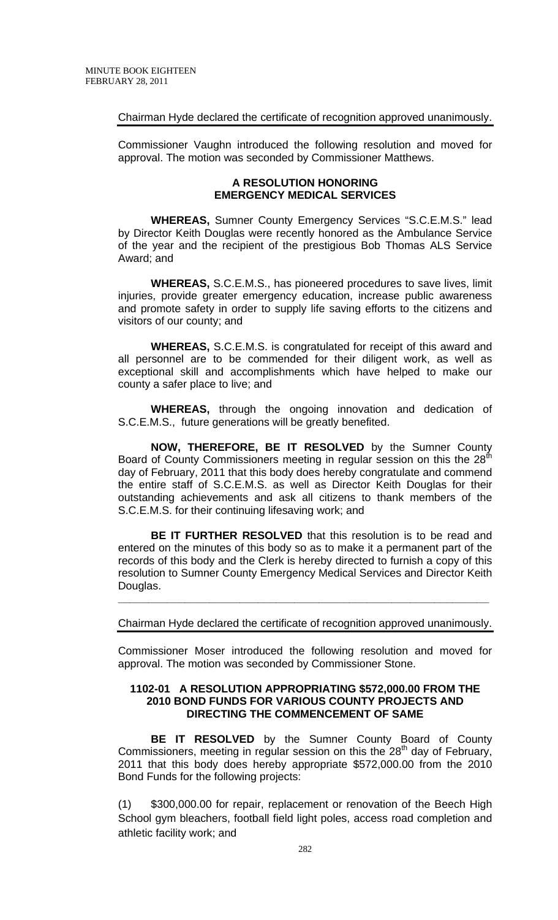Chairman Hyde declared the certificate of recognition approved unanimously.

Commissioner Vaughn introduced the following resolution and moved for approval. The motion was seconded by Commissioner Matthews.

**A RESOLUTION HONORING EMERGENCY MEDICAL SERVICES**

**WHEREAS,** Sumner County Emergency Services "S.C.E.M.S." lead by Director Keith Douglas were recently honored as the Ambulance Service of the year and the recipient of the prestigious Bob Thomas ALS Service Award; and

**WHEREAS,** S.C.E.M.S., has pioneered procedures to save lives, limit injuries, provide greater emergency education, increase public awareness and promote safety in order to supply life saving efforts to the citizens and visitors of our county; and

**WHEREAS,** S.C.E.M.S. is congratulated for receipt of this award and all personnel are to be commended for their diligent work, as well as exceptional skill and accomplishments which have helped to make our county a safer place to live; and

**WHEREAS,** through the ongoing innovation and dedication of S.C.E.M.S., future generations will be greatly benefited.

**NOW, THEREFORE, BE IT RESOLVED** by the Sumner County Board of County Commissioners meeting in regular session on this the 28th day of February, 2011 that this body does hereby congratulate and commend the entire staff of S.C.E.M.S. as well as Director Keith Douglas for their outstanding achievements and ask all citizens to thank members of the S.C.E.M.S. for their continuing lifesaving work; and

**BE IT FURTHER RESOLVED** that this resolution is to be read and entered on the minutes of this body so as to make it a permanent part of the records of this body and the Clerk is hereby directed to furnish a copy of this resolution to Sumner County Emergency Medical Services and Director Keith Douglas.

---

Chairman Hyde declared the certificate of recognition approved unanimously.

Commissioner Moser introduced the following resolution and moved for approval. The motion was seconded by Commissioner Stone.

**1102-01 A RESOLUTION APPROPRIATING $572,000.00 FROM THE 2010 BOND FUNDS FOR VARIOUS COUNTY PROJECTS AND DIRECTING THE COMMENCEMENT OF SAME**

**BE IT RESOLVED** by the Sumner County Board of County Commissioners, meeting in regular session on this the 28th day of February, 2011 that this body does hereby appropriate $572,000.00 from the 2010 Bond Funds for the following projects:

(1) $300,000.00 for repair, replacement or renovation of the Beech High School gym bleachers, football field light poles, access road completion and athletic facility work; and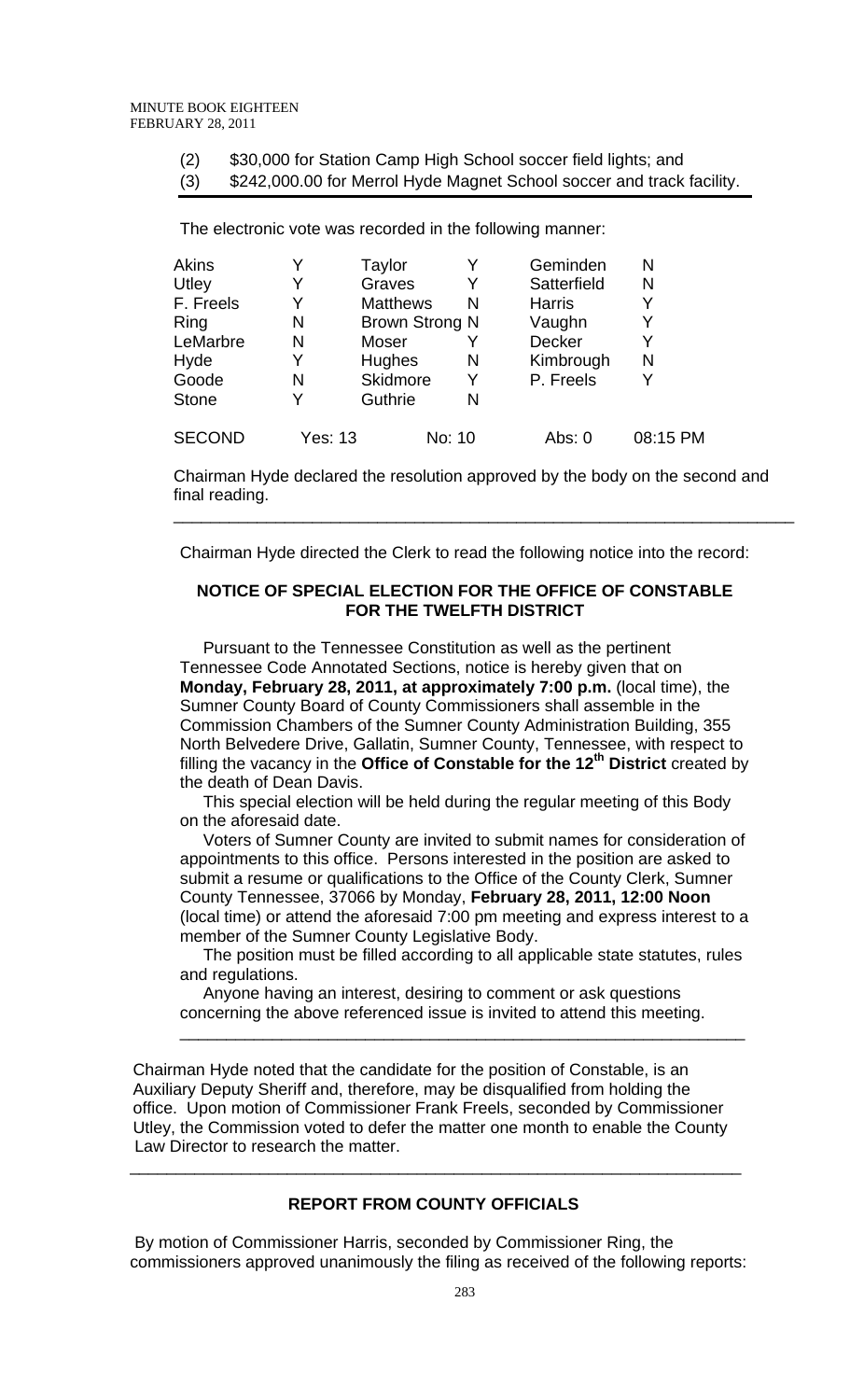(2) $30,000 for Station Camp High School soccer field lights; and

(3) $242,000.00 for Merrol Hyde Magnet School soccer and track facility.

The electronic vote was recorded in the following manner:

| | | | | | |
|---|---|---|---|---|---|
| Akins | Y | Taylor | Y | Geminden | N |
| Utley | Y | Graves | Y | Satterfield | N |
| F. Freels | Y | Matthews | N | Harris | Y |
| Ring | N | Brown Strong | N | Vaughn | Y |
| LeMarbre | N | Moser | Y | Decker | Y |
| Hyde | Y | Hughes | N | Kimbrough | N |
| Goode | N | Skidmore | Y | P. Freels | Y |
| Stone | Y | Guthrie | N | | |
| SECOND | Yes: 13 | | No: 10 | Abs: 0 | 08:15 PM |

Chairman Hyde declared the resolution approved by the body on the second and final reading.

---

Chairman Hyde directed the Clerk to read the following notice into the record:

**NOTICE OF SPECIAL ELECTION FOR THE OFFICE OF CONSTABLE FOR THE TWELFTH DISTRICT**

Pursuant to the Tennessee Constitution as well as the pertinent Tennessee Code Annotated Sections, notice is hereby given that on **Monday, February 28, 2011, at approximately 7:00 p.m.** (local time), the Sumner County Board of County Commissioners shall assemble in the Commission Chambers of the Sumner County Administration Building, 355 North Belvedere Drive, Gallatin, Sumner County, Tennessee, with respect to filling the vacancy in the **Office of Constable for the 12th District** created by the death of Dean Davis.

This special election will be held during the regular meeting of this Body on the aforesaid date.

Voters of Sumner County are invited to submit names for consideration of appointments to this office. Persons interested in the position are asked to submit a resume or qualifications to the Office of the County Clerk, Sumner County Tennessee, 37066 by Monday, **February 28, 2011, 12:00 Noon** (local time) or attend the aforesaid 7:00 pm meeting and express interest to a member of the Sumner County Legislative Body.

The position must be filled according to all applicable state statutes, rules and regulations.

Anyone having an interest, desiring to comment or ask questions concerning the above referenced issue is invited to attend this meeting.

---

Chairman Hyde noted that the candidate for the position of Constable, is an Auxiliary Deputy Sheriff and, therefore, may be disqualified from holding the office. Upon motion of Commissioner Frank Freels, seconded by Commissioner Utley, the Commission voted to defer the matter one month to enable the County Law Director to research the matter.

---

**REPORT FROM COUNTY OFFICIALS**

By motion of Commissioner Harris, seconded by Commissioner Ring, the commissioners approved unanimously the filing as received of the following reports: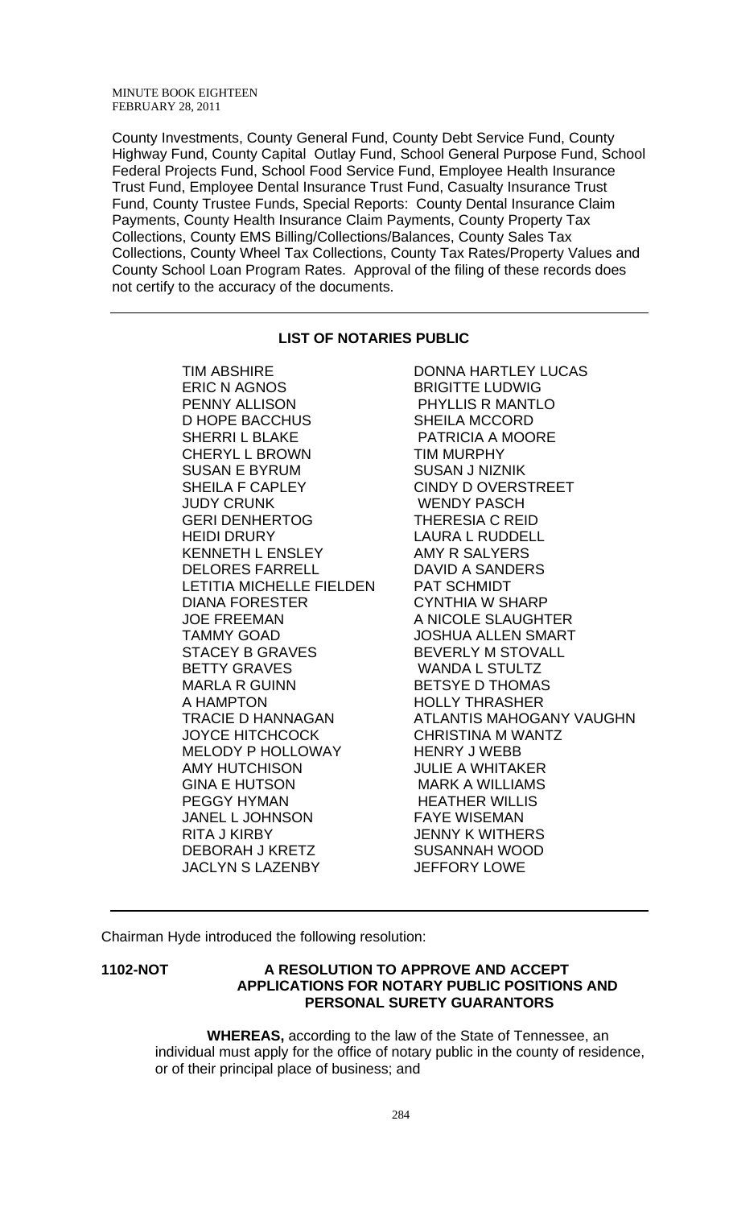County Investments, County General Fund, County Debt Service Fund, County Highway Fund, County Capital Outlay Fund, School General Purpose Fund, School Federal Projects Fund, School Food Service Fund, Employee Health Insurance Trust Fund, Employee Dental Insurance Trust Fund, Casualty Insurance Trust Fund, County Trustee Funds, Special Reports: County Dental Insurance Claim Payments, County Health Insurance Claim Payments, County Property Tax Collections, County EMS Billing/Collections/Balances, County Sales Tax Collections, County Wheel Tax Collections, County Tax Rates/Property Values and County School Loan Program Rates. Approval of the filing of these records does not certify to the accuracy of the documents.

---

**LIST OF NOTARIES PUBLIC**

| | |
|---|---|
| TIM ABSHIRE | DONNA HARTLEY LUCAS |
| ERIC N AGNOS | BRIGITTE LUDWIG |
| PENNY ALLISON | PHYLLIS R MANTLO |
| D HOPE BACCHUS | SHEILA MCCORD |
| SHERRI L BLAKE | PATRICIA A MOORE |
| CHERYL L BROWN | TIM MURPHY |
| SUSAN E BYRUM | SUSAN J NIZNIK |
| SHEILA F CAPLEY | CINDY D OVERSTREET |
| JUDY CRUNK | WENDY PASCH |
| GERI DENHERTOG | THERESIA C REID |
| HEIDI DRURY | LAURA L RUDDELL |
| KENNETH L ENSLEY | AMY R SALYERS |
| DELORES FARRELL | DAVID A SANDERS |
| LETITIA MICHELLE FIELDEN | PAT SCHMIDT |
| DIANA FORESTER | CYNTHIA W SHARP |
| JOE FREEMAN | A NICOLE SLAUGHTER |
| TAMMY GOAD | JOSHUA ALLEN SMART |
| STACEY B GRAVES | BEVERLY M STOVALL |
| BETTY GRAVES | WANDA L STULTZ |
| MARLA R GUINN | BETSYE D THOMAS |
| A HAMPTON | HOLLY THRASHER |
| TRACIE D HANNAGAN | ATLANTIS MAHOGANY VAUGHN |
| JOYCE HITCHCOCK | CHRISTINA M WANTZ |
| MELODY P HOLLOWAY | HENRY J WEBB |
| AMY HUTCHISON | JULIE A WHITAKER |
| GINA E HUTSON | MARK A WILLIAMS |
| PEGGY HYMAN | HEATHER WILLIS |
| JANEL L JOHNSON | FAYE WISEMAN |
| RITA J KIRBY | JENNY K WITHERS |
| DEBORAH J KRETZ | SUSANNAH WOOD |
| JACLYN S LAZENBY | JEFFORY LOWE |

---

Chairman Hyde introduced the following resolution:

**1102-NOT A RESOLUTION TO APPROVE AND ACCEPT APPLICATIONS FOR NOTARY PUBLIC POSITIONS AND PERSONAL SURETY GUARANTORS**

**WHEREAS,** according to the law of the State of Tennessee, an individual must apply for the office of notary public in the county of residence, or of their principal place of business; and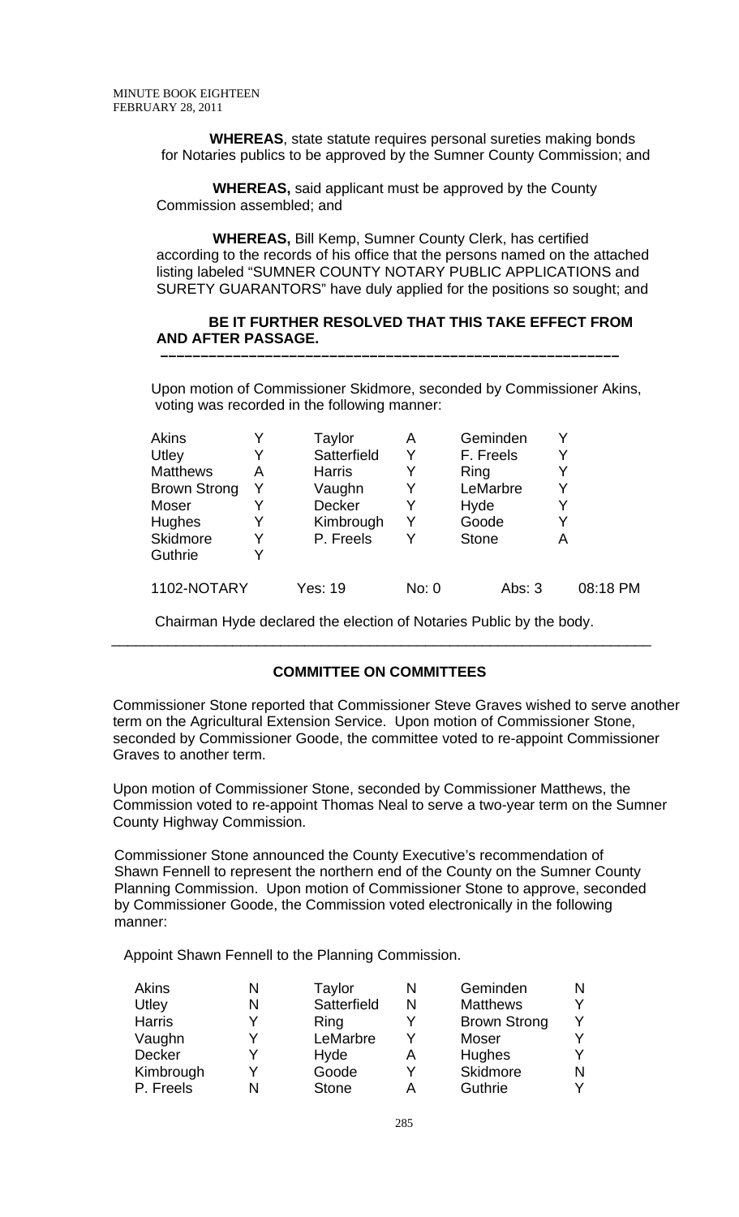**WHEREAS**, state statute requires personal sureties making bonds for Notaries publics to be approved by the Sumner County Commission; and

**WHEREAS,** said applicant must be approved by the County Commission assembled; and

**WHEREAS,** Bill Kemp, Sumner County Clerk, has certified according to the records of his office that the persons named on the attached listing labeled "SUMNER COUNTY NOTARY PUBLIC APPLICATIONS and SURETY GUARANTORS" have duly applied for the positions so sought; and

**BE IT FURTHER RESOLVED THAT THIS TAKE EFFECT FROM AND AFTER PASSAGE.**

**––––––––––––––––––––––––––––––––––––––––––––––––––––––––**

Upon motion of Commissioner Skidmore, seconded by Commissioner Akins, voting was recorded in the following manner:

| | | | | | |
|---|---|---|---|---|---|
| Akins | Y | Taylor | A | Geminden | Y |
| Utley | Y | Satterfield | Y | F. Freels | Y |
| Matthews | A | Harris | Y | Ring | Y |
| Brown Strong | Y | Vaughn | Y | LeMarbre | Y |
| Moser | Y | Decker | Y | Hyde | Y |
| Hughes | Y | Kimbrough | Y | Goode | Y |
| Skidmore | Y | P. Freels | Y | Stone | A |
| Guthrie | Y | | | | |

1102-NOTARY Yes: 19 No: 0 Abs: 3 08:18 PM

Chairman Hyde declared the election of Notaries Public by the body.

---

## COMMITTEE ON COMMITTEES

Commissioner Stone reported that Commissioner Steve Graves wished to serve another term on the Agricultural Extension Service. Upon motion of Commissioner Stone, seconded by Commissioner Goode, the committee voted to re-appoint Commissioner Graves to another term.

Upon motion of Commissioner Stone, seconded by Commissioner Matthews, the Commission voted to re-appoint Thomas Neal to serve a two-year term on the Sumner County Highway Commission.

Commissioner Stone announced the County Executive's recommendation of Shawn Fennell to represent the northern end of the County on the Sumner County Planning Commission. Upon motion of Commissioner Stone to approve, seconded by Commissioner Goode, the Commission voted electronically in the following manner:

Appoint Shawn Fennell to the Planning Commission.

| | | | | | |
|---|---|---|---|---|---|
| Akins | N | Taylor | N | Geminden | N |
| Utley | N | Satterfield | N | Matthews | Y |
| Harris | Y | Ring | Y | Brown Strong | Y |
| Vaughn | Y | LeMarbre | Y | Moser | Y |
| Decker | Y | Hyde | A | Hughes | Y |
| Kimbrough | Y | Goode | Y | Skidmore | N |
| P. Freels | N | Stone | A | Guthrie | Y |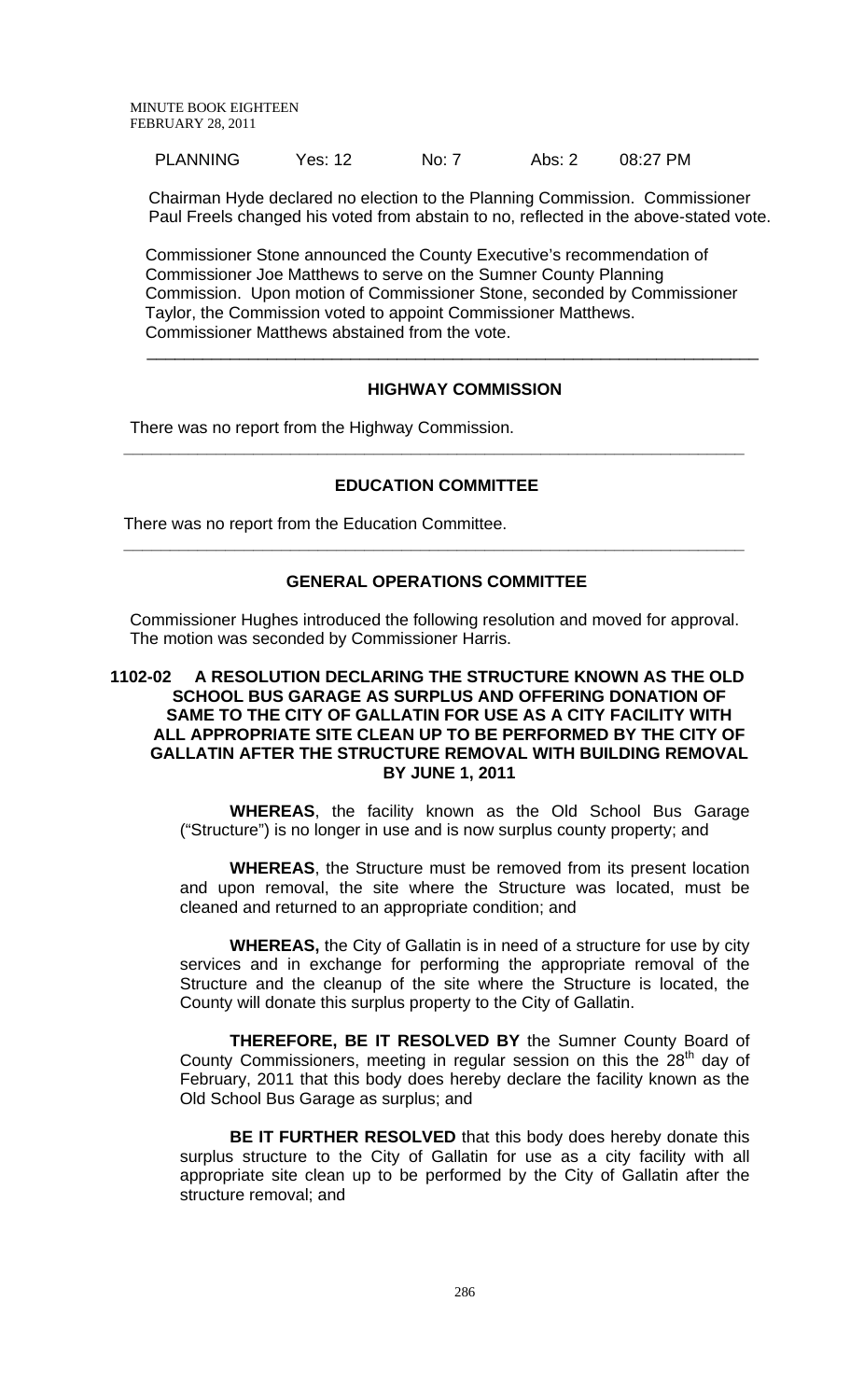PLANNING Yes: 12 No: 7 Abs: 2 08:27 PM

Chairman Hyde declared no election to the Planning Commission. Commissioner Paul Freels changed his voted from abstain to no, reflected in the above-stated vote.

Commissioner Stone announced the County Executive's recommendation of Commissioner Joe Matthews to serve on the Sumner County Planning Commission. Upon motion of Commissioner Stone, seconded by Commissioner Taylor, the Commission voted to appoint Commissioner Matthews. Commissioner Matthews abstained from the vote.

---

## HIGHWAY COMMISSION

There was no report from the Highway Commission.

---

## EDUCATION COMMITTEE

There was no report from the Education Committee.

---

## GENERAL OPERATIONS COMMITTEE

Commissioner Hughes introduced the following resolution and moved for approval. The motion was seconded by Commissioner Harris.

### 1102-02 A RESOLUTION DECLARING THE STRUCTURE KNOWN AS THE OLD SCHOOL BUS GARAGE AS SURPLUS AND OFFERING DONATION OF SAME TO THE CITY OF GALLATIN FOR USE AS A CITY FACILITY WITH ALL APPROPRIATE SITE CLEAN UP TO BE PERFORMED BY THE CITY OF GALLATIN AFTER THE STRUCTURE REMOVAL WITH BUILDING REMOVAL BY JUNE 1, 2011

**WHEREAS**, the facility known as the Old School Bus Garage ("Structure") is no longer in use and is now surplus county property; and

**WHEREAS**, the Structure must be removed from its present location and upon removal, the site where the Structure was located, must be cleaned and returned to an appropriate condition; and

**WHEREAS,** the City of Gallatin is in need of a structure for use by city services and in exchange for performing the appropriate removal of the Structure and the cleanup of the site where the Structure is located, the County will donate this surplus property to the City of Gallatin.

**THEREFORE, BE IT RESOLVED BY** the Sumner County Board of County Commissioners, meeting in regular session on this the 28th day of February, 2011 that this body does hereby declare the facility known as the Old School Bus Garage as surplus; and

**BE IT FURTHER RESOLVED** that this body does hereby donate this surplus structure to the City of Gallatin for use as a city facility with all appropriate site clean up to be performed by the City of Gallatin after the structure removal; and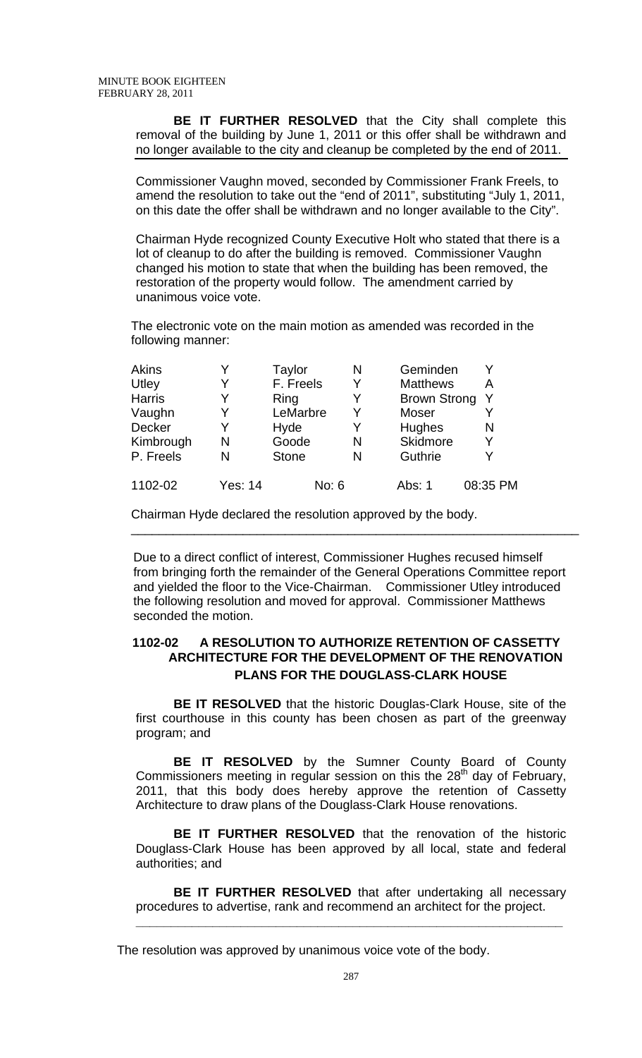**BE IT FURTHER RESOLVED** that the City shall complete this removal of the building by June 1, 2011 or this offer shall be withdrawn and no longer available to the city and cleanup be completed by the end of 2011.

Commissioner Vaughn moved, seconded by Commissioner Frank Freels, to amend the resolution to take out the "end of 2011", substituting "July 1, 2011, on this date the offer shall be withdrawn and no longer available to the City".

Chairman Hyde recognized County Executive Holt who stated that there is a lot of cleanup to do after the building is removed. Commissioner Vaughn changed his motion to state that when the building has been removed, the restoration of the property would follow. The amendment carried by unanimous voice vote.

The electronic vote on the main motion as amended was recorded in the following manner:

| | | | | | |
|---|---|---|---|---|---|
| Akins | Y | Taylor | N | Geminden | Y |
| Utley | Y | F. Freels | Y | Matthews | A |
| Harris | Y | Ring | Y | Brown Strong | Y |
| Vaughn | Y | LeMarbre | Y | Moser | Y |
| Decker | Y | Hyde | Y | Hughes | N |
| Kimbrough | N | Goode | N | Skidmore | Y |
| P. Freels | N | Stone | N | Guthrie | Y |
| 1102-02 | Yes: 14 | No: 6 | | Abs: 1 | 08:35 PM |

Chairman Hyde declared the resolution approved by the body.

---

Due to a direct conflict of interest, Commissioner Hughes recused himself from bringing forth the remainder of the General Operations Committee report and yielded the floor to the Vice-Chairman. Commissioner Utley introduced the following resolution and moved for approval. Commissioner Matthews seconded the motion.

**1102-02 A RESOLUTION TO AUTHORIZE RETENTION OF CASSETTY ARCHITECTURE FOR THE DEVELOPMENT OF THE RENOVATION PLANS FOR THE DOUGLASS-CLARK HOUSE**

**BE IT RESOLVED** that the historic Douglas-Clark House, site of the first courthouse in this county has been chosen as part of the greenway program; and

**BE IT RESOLVED** by the Sumner County Board of County Commissioners meeting in regular session on this the 28th day of February, 2011, that this body does hereby approve the retention of Cassetty Architecture to draw plans of the Douglass-Clark House renovations.

**BE IT FURTHER RESOLVED** that the renovation of the historic Douglass-Clark House has been approved by all local, state and federal authorities; and

**BE IT FURTHER RESOLVED** that after undertaking all necessary procedures to advertise, rank and recommend an architect for the project.

---

The resolution was approved by unanimous voice vote of the body.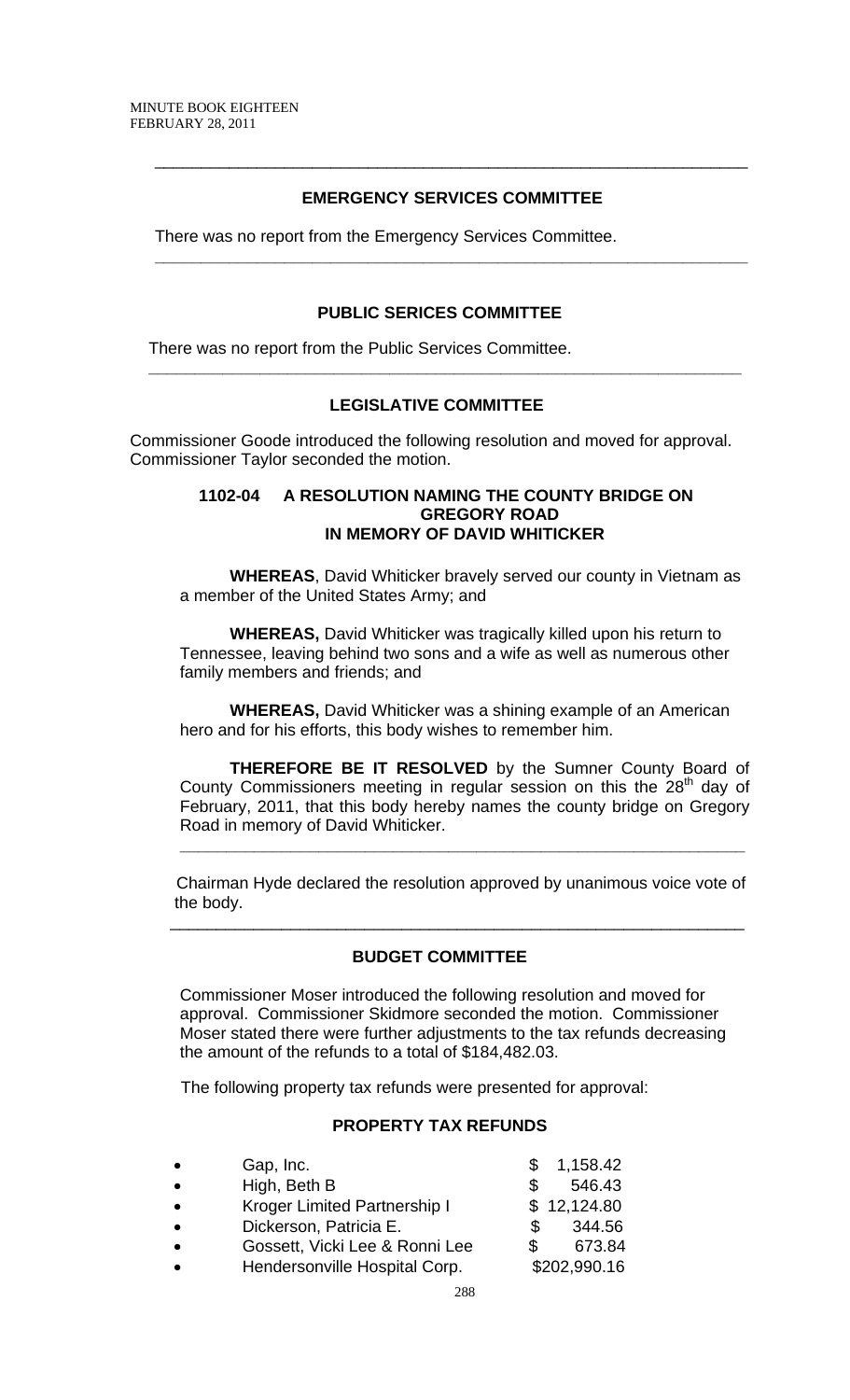## EMERGENCY SERVICES COMMITTEE

There was no report from the Emergency Services Committee.

---

## PUBLIC SERICES COMMITTEE

There was no report from the Public Services Committee.

---

## LEGISLATIVE COMMITTEE

Commissioner Goode introduced the following resolution and moved for approval. Commissioner Taylor seconded the motion.

### 1102-04 A RESOLUTION NAMING THE COUNTY BRIDGE ON GREGORY ROAD IN MEMORY OF DAVID WHITICKER

**WHEREAS**, David Whiticker bravely served our county in Vietnam as a member of the United States Army; and

**WHEREAS,** David Whiticker was tragically killed upon his return to Tennessee, leaving behind two sons and a wife as well as numerous other family members and friends; and

**WHEREAS,** David Whiticker was a shining example of an American hero and for his efforts, this body wishes to remember him.

**THEREFORE BE IT RESOLVED** by the Sumner County Board of County Commissioners meeting in regular session on this the 28th day of February, 2011, that this body hereby names the county bridge on Gregory Road in memory of David Whiticker.

---

Chairman Hyde declared the resolution approved by unanimous voice vote of the body.

---

## BUDGET COMMITTEE

Commissioner Moser introduced the following resolution and moved for approval. Commissioner Skidmore seconded the motion. Commissioner Moser stated there were further adjustments to the tax refunds decreasing the amount of the refunds to a total of $184,482.03.

The following property tax refunds were presented for approval:

### PROPERTY TAX REFUNDS

- Gap, Inc. $ 1,158.42
- High, Beth B $ 546.43
- Kroger Limited Partnership I $ 12,124.80
- Dickerson, Patricia E. $ 344.56
- Gossett, Vicki Lee & Ronni Lee $ 673.84
- Hendersonville Hospital Corp. $202,990.16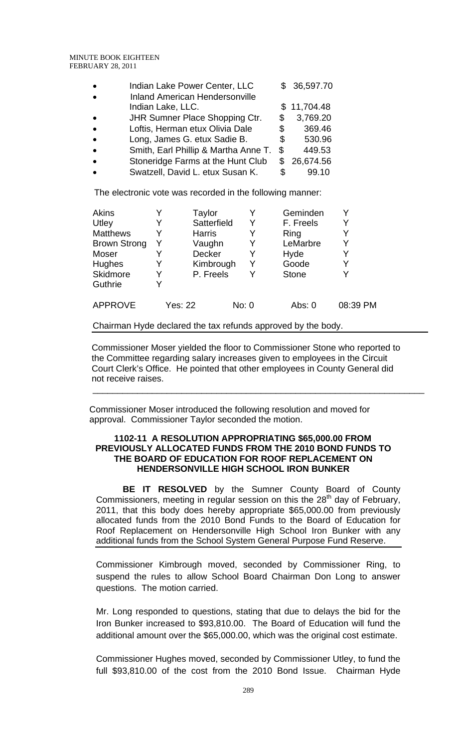- Indian Lake Power Center, LLC $ 36,597.70
- Inland American Hendersonville Indian Lake, LLC. $ 11,704.48
- JHR Sumner Place Shopping Ctr. $ 3,769.20
- Loftis, Herman etux Olivia Dale $ 369.46
- Long, James G. etux Sadie B. $ 530.96
- Smith, Earl Phillip & Martha Anne T. $ 449.53
- Stoneridge Farms at the Hunt Club $ 26,674.56
- Swatzell, David L. etux Susan K. $ 99.10

The electronic vote was recorded in the following manner:

| | | | | | |
|---|---|---|---|---|---|
| Akins | Y | Taylor | Y | Geminden | Y |
| Utley | Y | Satterfield | Y | F. Freels | Y |
| Matthews | Y | Harris | Y | Ring | Y |
| Brown Strong | Y | Vaughn | Y | LeMarbre | Y |
| Moser | Y | Decker | Y | Hyde | Y |
| Hughes | Y | Kimbrough | Y | Goode | Y |
| Skidmore | Y | P. Freels | Y | Stone | Y |
| Guthrie | Y | | | | |

APPROVE Yes: 22 No: 0 Abs: 0 08:39 PM

Chairman Hyde declared the tax refunds approved by the body.

Commissioner Moser yielded the floor to Commissioner Stone who reported to the Committee regarding salary increases given to employees in the Circuit Court Clerk's Office. He pointed that other employees in County General did not receive raises.

---

Commissioner Moser introduced the following resolution and moved for approval. Commissioner Taylor seconded the motion.

**1102-11 A RESOLUTION APPROPRIATING $65,000.00 FROM PREVIOUSLY ALLOCATED FUNDS FROM THE 2010 BOND FUNDS TO THE BOARD OF EDUCATION FOR ROOF REPLACEMENT ON HENDERSONVILLE HIGH SCHOOL IRON BUNKER**

**BE IT RESOLVED** by the Sumner County Board of County Commissioners, meeting in regular session on this the 28th day of February, 2011, that this body does hereby appropriate $65,000.00 from previously allocated funds from the 2010 Bond Funds to the Board of Education for Roof Replacement on Hendersonville High School Iron Bunker with any additional funds from the School System General Purpose Fund Reserve.

Commissioner Kimbrough moved, seconded by Commissioner Ring, to suspend the rules to allow School Board Chairman Don Long to answer questions. The motion carried.

Mr. Long responded to questions, stating that due to delays the bid for the Iron Bunker increased to $93,810.00. The Board of Education will fund the additional amount over the $65,000.00, which was the original cost estimate.

Commissioner Hughes moved, seconded by Commissioner Utley, to fund the full $93,810.00 of the cost from the 2010 Bond Issue. Chairman Hyde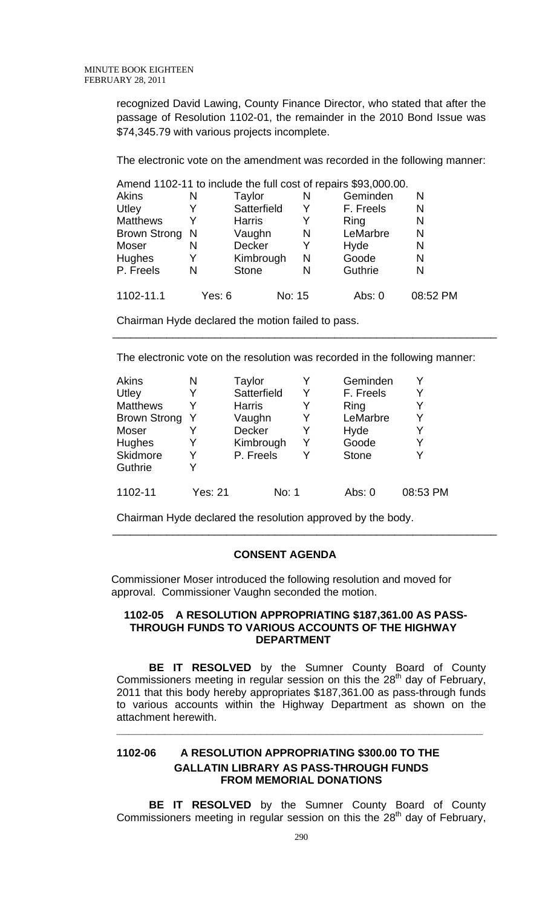recognized David Lawing, County Finance Director, who stated that after the passage of Resolution 1102-01, the remainder in the 2010 Bond Issue was $74,345.79 with various projects incomplete.

The electronic vote on the amendment was recorded in the following manner:

Amend 1102-11 to include the full cost of repairs $93,000.00.

| | | | | | |
|---|---|---|---|---|---|
| Akins | N | Taylor | N | Geminden | N |
| Utley | Y | Satterfield | Y | F. Freels | N |
| Matthews | Y | Harris | Y | Ring | N |
| Brown Strong | N | Vaughn | N | LeMarbre | N |
| Moser | N | Decker | Y | Hyde | N |
| Hughes | Y | Kimbrough | N | Goode | N |
| P. Freels | N | Stone | N | Guthrie | N |
| 1102-11.1 | Yes: 6 | | No: 15 | Abs: 0 | 08:52 PM |

Chairman Hyde declared the motion failed to pass.

---

The electronic vote on the resolution was recorded in the following manner:

| | | | | | |
|---|---|---|---|---|---|
| Akins | N | Taylor | Y | Geminden | Y |
| Utley | Y | Satterfield | Y | F. Freels | Y |
| Matthews | Y | Harris | Y | Ring | Y |
| Brown Strong | Y | Vaughn | Y | LeMarbre | Y |
| Moser | Y | Decker | Y | Hyde | Y |
| Hughes | Y | Kimbrough | Y | Goode | Y |
| Skidmore | Y | P. Freels | Y | Stone | Y |
| Guthrie | Y | | | | |
| 1102-11 | Yes: 21 | | No: 1 | Abs: 0 | 08:53 PM |

Chairman Hyde declared the resolution approved by the body.

---

## CONSENT AGENDA

Commissioner Moser introduced the following resolution and moved for approval. Commissioner Vaughn seconded the motion.

### 1102-05 A RESOLUTION APPROPRIATING $187,361.00 AS PASS-THROUGH FUNDS TO VARIOUS ACCOUNTS OF THE HIGHWAY DEPARTMENT

**BE IT RESOLVED** by the Sumner County Board of County Commissioners meeting in regular session on this the 28th day of February, 2011 that this body hereby appropriates $187,361.00 as pass-through funds to various accounts within the Highway Department as shown on the attachment herewith.

---

### 1102-06 A RESOLUTION APPROPRIATING $300.00 TO THE GALLATIN LIBRARY AS PASS-THROUGH FUNDS FROM MEMORIAL DONATIONS

**BE IT RESOLVED** by the Sumner County Board of County Commissioners meeting in regular session on this the 28th day of February,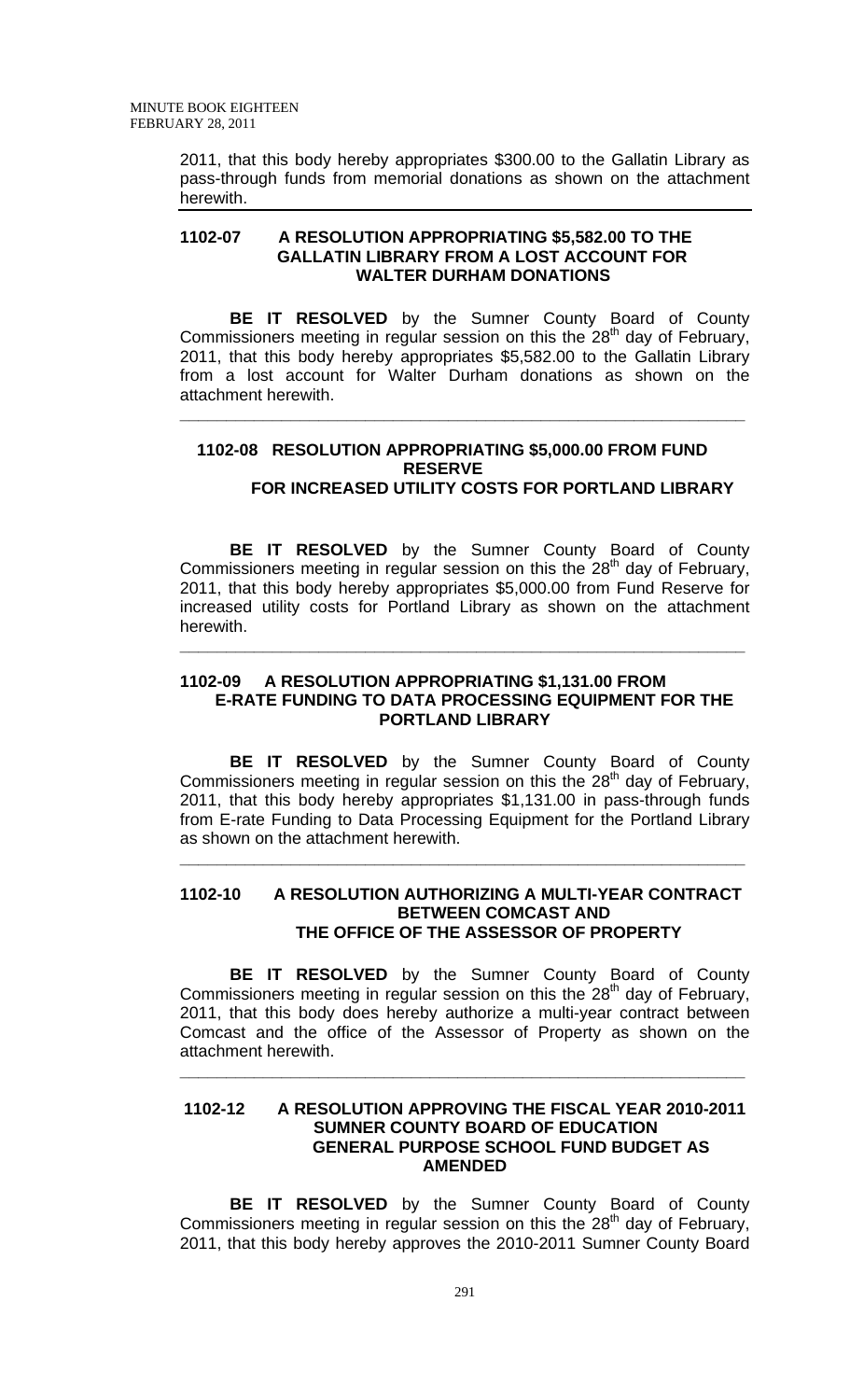2011, that this body hereby appropriates \$300.00 to the Gallatin Library as pass-through funds from memorial donations as shown on the attachment herewith.

---

### 1102-07 A RESOLUTION APPROPRIATING \$5,582.00 TO THE GALLATIN LIBRARY FROM A LOST ACCOUNT FOR WALTER DURHAM DONATIONS

**BE IT RESOLVED** by the Sumner County Board of County Commissioners meeting in regular session on this the 28th day of February, 2011, that this body hereby appropriates \$5,582.00 to the Gallatin Library from a lost account for Walter Durham donations as shown on the attachment herewith.

---

### 1102-08 RESOLUTION APPROPRIATING \$5,000.00 FROM FUND RESERVE FOR INCREASED UTILITY COSTS FOR PORTLAND LIBRARY

**BE IT RESOLVED** by the Sumner County Board of County Commissioners meeting in regular session on this the 28th day of February, 2011, that this body hereby appropriates \$5,000.00 from Fund Reserve for increased utility costs for Portland Library as shown on the attachment herewith.

---

### 1102-09 A RESOLUTION APPROPRIATING \$1,131.00 FROM E-RATE FUNDING TO DATA PROCESSING EQUIPMENT FOR THE PORTLAND LIBRARY

**BE IT RESOLVED** by the Sumner County Board of County Commissioners meeting in regular session on this the 28th day of February, 2011, that this body hereby appropriates \$1,131.00 in pass-through funds from E-rate Funding to Data Processing Equipment for the Portland Library as shown on the attachment herewith.

---

### 1102-10 A RESOLUTION AUTHORIZING A MULTI-YEAR CONTRACT BETWEEN COMCAST AND THE OFFICE OF THE ASSESSOR OF PROPERTY

**BE IT RESOLVED** by the Sumner County Board of County Commissioners meeting in regular session on this the 28th day of February, 2011, that this body does hereby authorize a multi-year contract between Comcast and the office of the Assessor of Property as shown on the attachment herewith.

---

### 1102-12 A RESOLUTION APPROVING THE FISCAL YEAR 2010-2011 SUMNER COUNTY BOARD OF EDUCATION GENERAL PURPOSE SCHOOL FUND BUDGET AS AMENDED

**BE IT RESOLVED** by the Sumner County Board of County Commissioners meeting in regular session on this the 28th day of February, 2011, that this body hereby approves the 2010-2011 Sumner County Board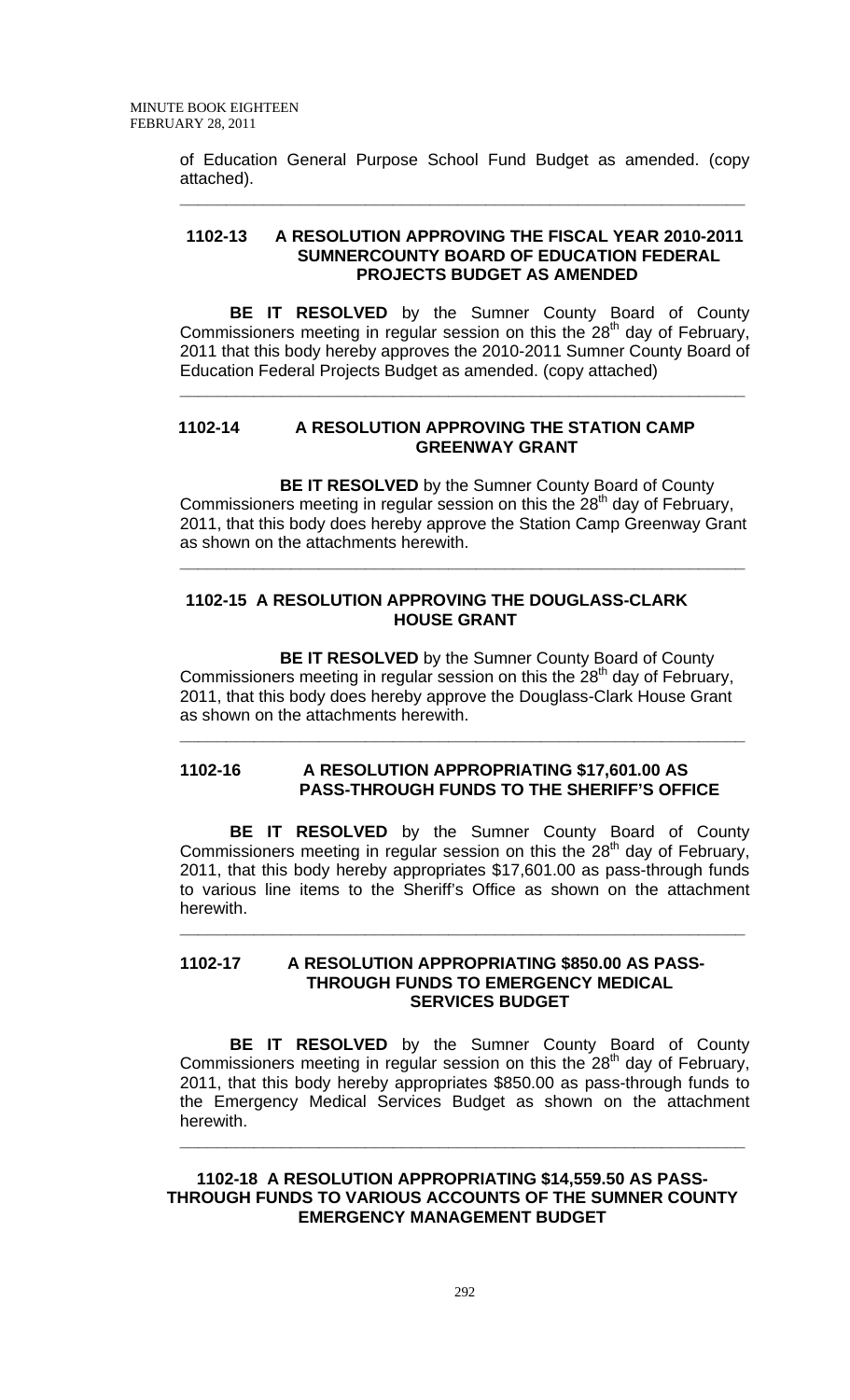of Education General Purpose School Fund Budget as amended. (copy attached).

---

**1102-13 A RESOLUTION APPROVING THE FISCAL YEAR 2010-2011 SUMNERCOUNTY BOARD OF EDUCATION FEDERAL PROJECTS BUDGET AS AMENDED**

**BE IT RESOLVED** by the Sumner County Board of County Commissioners meeting in regular session on this the 28th day of February, 2011 that this body hereby approves the 2010-2011 Sumner County Board of Education Federal Projects Budget as amended. (copy attached)

---

**1102-14 A RESOLUTION APPROVING THE STATION CAMP GREENWAY GRANT**

**BE IT RESOLVED** by the Sumner County Board of County Commissioners meeting in regular session on this the 28th day of February, 2011, that this body does hereby approve the Station Camp Greenway Grant as shown on the attachments herewith.

---

**1102-15 A RESOLUTION APPROVING THE DOUGLASS-CLARK HOUSE GRANT**

**BE IT RESOLVED** by the Sumner County Board of County Commissioners meeting in regular session on this the 28th day of February, 2011, that this body does hereby approve the Douglass-Clark House Grant as shown on the attachments herewith.

---

**1102-16 A RESOLUTION APPROPRIATING $17,601.00 AS PASS-THROUGH FUNDS TO THE SHERIFF'S OFFICE**

**BE IT RESOLVED** by the Sumner County Board of County Commissioners meeting in regular session on this the 28th day of February, 2011, that this body hereby appropriates $17,601.00 as pass-through funds to various line items to the Sheriff's Office as shown on the attachment herewith.

---

**1102-17 A RESOLUTION APPROPRIATING $850.00 AS PASS-THROUGH FUNDS TO EMERGENCY MEDICAL SERVICES BUDGET**

**BE IT RESOLVED** by the Sumner County Board of County Commissioners meeting in regular session on this the 28th day of February, 2011, that this body hereby appropriates $850.00 as pass-through funds to the Emergency Medical Services Budget as shown on the attachment herewith.

---

**1102-18 A RESOLUTION APPROPRIATING $14,559.50 AS PASS-THROUGH FUNDS TO VARIOUS ACCOUNTS OF THE SUMNER COUNTY EMERGENCY MANAGEMENT BUDGET**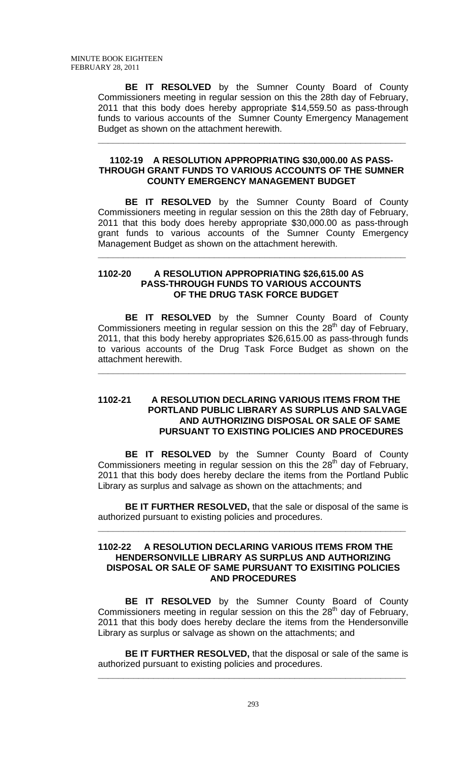**BE IT RESOLVED** by the Sumner County Board of County Commissioners meeting in regular session on this the 28th day of February, 2011 that this body does hereby appropriate $14,559.50 as pass-through funds to various accounts of the Sumner County Emergency Management Budget as shown on the attachment herewith.

---

### 1102-19 A RESOLUTION APPROPRIATING $30,000.00 AS PASS-THROUGH GRANT FUNDS TO VARIOUS ACCOUNTS OF THE SUMNER COUNTY EMERGENCY MANAGEMENT BUDGET

**BE IT RESOLVED** by the Sumner County Board of County Commissioners meeting in regular session on this the 28th day of February, 2011 that this body does hereby appropriate $30,000.00 as pass-through grant funds to various accounts of the Sumner County Emergency Management Budget as shown on the attachment herewith.

---

### 1102-20 A RESOLUTION APPROPRIATING $26,615.00 AS PASS-THROUGH FUNDS TO VARIOUS ACCOUNTS OF THE DRUG TASK FORCE BUDGET

**BE IT RESOLVED** by the Sumner County Board of County Commissioners meeting in regular session on this the 28th day of February, 2011, that this body hereby appropriates $26,615.00 as pass-through funds to various accounts of the Drug Task Force Budget as shown on the attachment herewith.

---

### 1102-21 A RESOLUTION DECLARING VARIOUS ITEMS FROM THE PORTLAND PUBLIC LIBRARY AS SURPLUS AND SALVAGE AND AUTHORIZING DISPOSAL OR SALE OF SAME PURSUANT TO EXISTING POLICIES AND PROCEDURES

**BE IT RESOLVED** by the Sumner County Board of County Commissioners meeting in regular session on this the 28th day of February, 2011 that this body does hereby declare the items from the Portland Public Library as surplus and salvage as shown on the attachments; and

**BE IT FURTHER RESOLVED,** that the sale or disposal of the same is authorized pursuant to existing policies and procedures.

---

### 1102-22 A RESOLUTION DECLARING VARIOUS ITEMS FROM THE HENDERSONVILLE LIBRARY AS SURPLUS AND AUTHORIZING DISPOSAL OR SALE OF SAME PURSUANT TO EXISITING POLICIES AND PROCEDURES

**BE IT RESOLVED** by the Sumner County Board of County Commissioners meeting in regular session on this the 28th day of February, 2011 that this body does hereby declare the items from the Hendersonville Library as surplus or salvage as shown on the attachments; and

**BE IT FURTHER RESOLVED,** that the disposal or sale of the same is authorized pursuant to existing policies and procedures.

---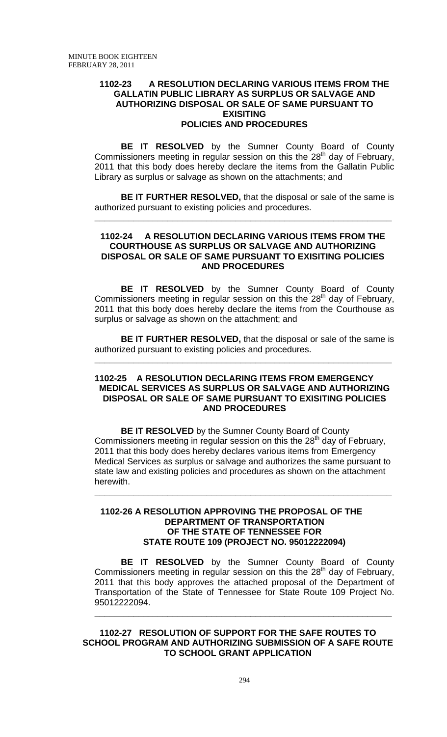### 1102-23 A RESOLUTION DECLARING VARIOUS ITEMS FROM THE GALLATIN PUBLIC LIBRARY AS SURPLUS OR SALVAGE AND AUTHORIZING DISPOSAL OR SALE OF SAME PURSUANT TO EXISITING POLICIES AND PROCEDURES

**BE IT RESOLVED** by the Sumner County Board of County Commissioners meeting in regular session on this the 28th day of February, 2011 that this body does hereby declare the items from the Gallatin Public Library as surplus or salvage as shown on the attachments; and

**BE IT FURTHER RESOLVED,** that the disposal or sale of the same is authorized pursuant to existing policies and procedures.

---

### 1102-24 A RESOLUTION DECLARING VARIOUS ITEMS FROM THE COURTHOUSE AS SURPLUS OR SALVAGE AND AUTHORIZING DISPOSAL OR SALE OF SAME PURSUANT TO EXISITING POLICIES AND PROCEDURES

**BE IT RESOLVED** by the Sumner County Board of County Commissioners meeting in regular session on this the 28th day of February, 2011 that this body does hereby declare the items from the Courthouse as surplus or salvage as shown on the attachment; and

**BE IT FURTHER RESOLVED,** that the disposal or sale of the same is authorized pursuant to existing policies and procedures.

---

### 1102-25 A RESOLUTION DECLARING ITEMS FROM EMERGENCY MEDICAL SERVICES AS SURPLUS OR SALVAGE AND AUTHORIZING DISPOSAL OR SALE OF SAME PURSUANT TO EXISITING POLICIES AND PROCEDURES

**BE IT RESOLVED** by the Sumner County Board of County Commissioners meeting in regular session on this the 28th day of February, 2011 that this body does hereby declares various items from Emergency Medical Services as surplus or salvage and authorizes the same pursuant to state law and existing policies and procedures as shown on the attachment herewith.

---

### 1102-26 A RESOLUTION APPROVING THE PROPOSAL OF THE DEPARTMENT OF TRANSPORTATION OF THE STATE OF TENNESSEE FOR STATE ROUTE 109 (PROJECT NO. 95012222094)

**BE IT RESOLVED** by the Sumner County Board of County Commissioners meeting in regular session on this the 28th day of February, 2011 that this body approves the attached proposal of the Department of Transportation of the State of Tennessee for State Route 109 Project No. 95012222094.

---

### 1102-27 RESOLUTION OF SUPPORT FOR THE SAFE ROUTES TO SCHOOL PROGRAM AND AUTHORIZING SUBMISSION OF A SAFE ROUTE TO SCHOOL GRANT APPLICATION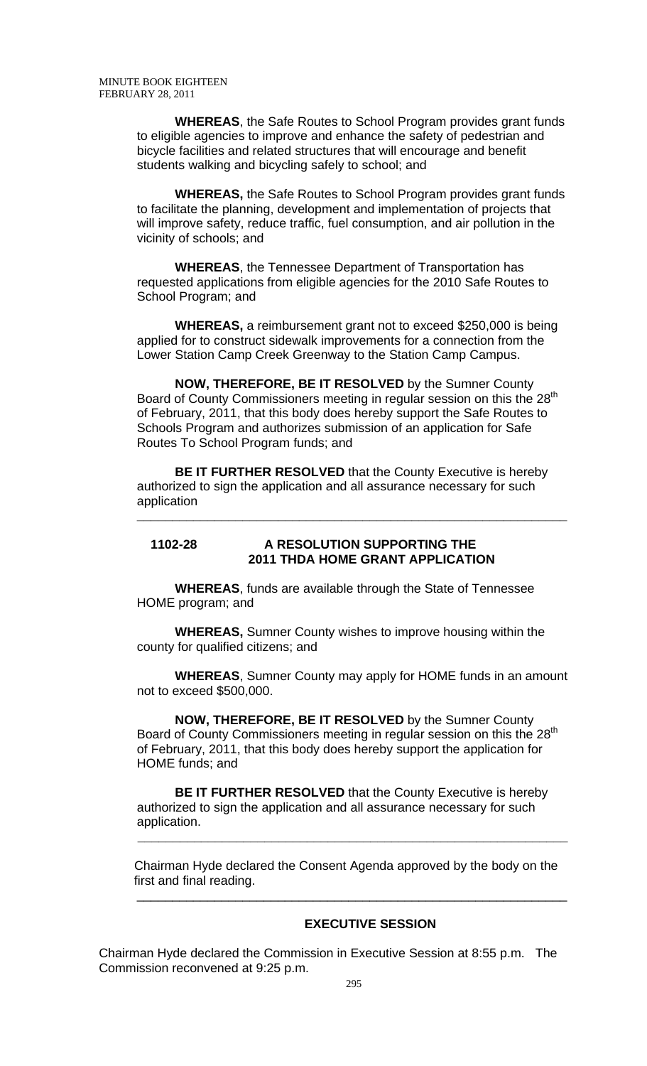**WHEREAS**, the Safe Routes to School Program provides grant funds to eligible agencies to improve and enhance the safety of pedestrian and bicycle facilities and related structures that will encourage and benefit students walking and bicycling safely to school; and

**WHEREAS,** the Safe Routes to School Program provides grant funds to facilitate the planning, development and implementation of projects that will improve safety, reduce traffic, fuel consumption, and air pollution in the vicinity of schools; and

**WHEREAS**, the Tennessee Department of Transportation has requested applications from eligible agencies for the 2010 Safe Routes to School Program; and

**WHEREAS,** a reimbursement grant not to exceed $250,000 is being applied for to construct sidewalk improvements for a connection from the Lower Station Camp Creek Greenway to the Station Camp Campus.

**NOW, THEREFORE, BE IT RESOLVED** by the Sumner County Board of County Commissioners meeting in regular session on this the 28th of February, 2011, that this body does hereby support the Safe Routes to Schools Program and authorizes submission of an application for Safe Routes To School Program funds; and

**BE IT FURTHER RESOLVED** that the County Executive is hereby authorized to sign the application and all assurance necessary for such application

---

**1102-28 A RESOLUTION SUPPORTING THE 2011 THDA HOME GRANT APPLICATION**

**WHEREAS**, funds are available through the State of Tennessee HOME program; and

**WHEREAS,** Sumner County wishes to improve housing within the county for qualified citizens; and

**WHEREAS**, Sumner County may apply for HOME funds in an amount not to exceed $500,000.

**NOW, THEREFORE, BE IT RESOLVED** by the Sumner County Board of County Commissioners meeting in regular session on this the 28th of February, 2011, that this body does hereby support the application for HOME funds; and

**BE IT FURTHER RESOLVED** that the County Executive is hereby authorized to sign the application and all assurance necessary for such application.

---

Chairman Hyde declared the Consent Agenda approved by the body on the first and final reading.

---

## EXECUTIVE SESSION

Chairman Hyde declared the Commission in Executive Session at 8:55 p.m. The Commission reconvened at 9:25 p.m.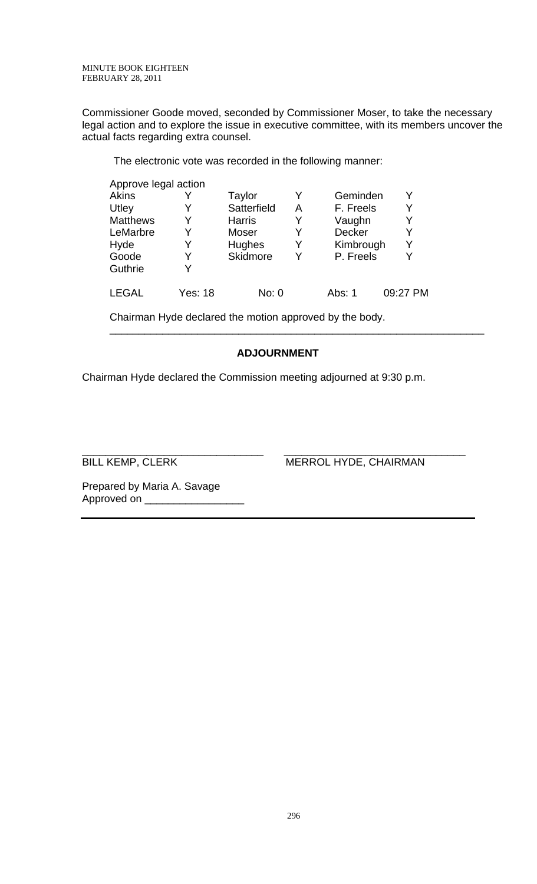Commissioner Goode moved, seconded by Commissioner Moser, to take the necessary legal action and to explore the issue in executive committee, with its members uncover the actual facts regarding extra counsel.

The electronic vote was recorded in the following manner:

| Approve legal action | | | | | |
|---|---|---|---|---|---|
| Akins | Y | Taylor | Y | Geminden | Y |
| Utley | Y | Satterfield | A | F. Freels | Y |
| Matthews | Y | Harris | Y | Vaughn | Y |
| LeMarbre | Y | Moser | Y | Decker | Y |
| Hyde | Y | Hughes | Y | Kimbrough | Y |
| Goode | Y | Skidmore | Y | P. Freels | Y |
| Guthrie | Y | | | | |
| LEGAL | Yes: 18 | No: 0 | | Abs: 1 | 09:27 PM |

Chairman Hyde declared the motion approved by the body.

---

**ADJOURNMENT**

Chairman Hyde declared the Commission meeting adjourned at 9:30 p.m.

\_\_\_\_\_\_\_\_\_\_\_\_\_\_\_\_\_\_\_\_\_\_\_\_\_\_\_\_\_\_ \_\_\_\_\_\_\_\_\_\_\_\_\_\_\_\_\_\_\_\_\_\_\_\_\_\_\_\_\_\_

BILL KEMP, CLERK MERROL HYDE, CHAIRMAN

Prepared by Maria A. Savage
Approved on \_\_\_\_\_\_\_\_\_\_\_\_\_\_\_\_